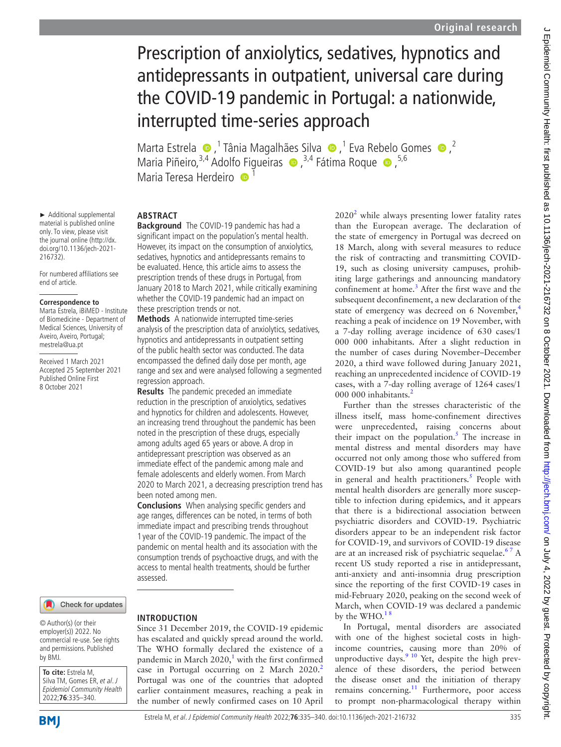Original research

# Prescription of anxiolytics, sedatives, hypnotics and antidepressants in outpatient, universal care during the COVID-19 pandemic in Portugal: a nationwide, interrupted time-series approach

Marta Estrela ,[1] Tânia Magalhães Silva ,[1] Eva Rebelo Gomes ,[2] Maria Piñeiro,[3,4] Adolfo Figueiras ,[3,4] Fátima Roque ,[5,6] Maria Teresa Herdeiro [1]

► Additional supplemental material is published online only. To view, please visit the journal online (http://dx.doi.org/10.1136/jech-2021-216732).

For numbered affiliations see end of article.

**Correspondence to**
Marta Estrela, iBiMED - Institute of Biomedicine - Department of Medical Sciences, University of Aveiro, Aveiro, Portugal; mestrela@ua.pt

Received 1 March 2021
Accepted 25 September 2021
Published Online First 8 October 2021

## ABSTRACT

**Background** The COVID-19 pandemic has had a significant impact on the population's mental health. However, its impact on the consumption of anxiolytics, sedatives, hypnotics and antidepressants remains to be evaluated. Hence, this article aims to assess the prescription trends of these drugs in Portugal, from January 2018 to March 2021, while critically examining whether the COVID-19 pandemic had an impact on these prescription trends or not.

**Methods** A nationwide interrupted time-series analysis of the prescription data of anxiolytics, sedatives, hypnotics and antidepressants in outpatient setting of the public health sector was conducted. The data encompassed the defined daily dose per month, age range and sex and were analysed following a segmented regression approach.

**Results** The pandemic preceded an immediate reduction in the prescription of anxiolytics, sedatives and hypnotics for children and adolescents. However, an increasing trend throughout the pandemic has been noted in the prescription of these drugs, especially among adults aged 65 years or above. A drop in antidepressant prescription was observed as an immediate effect of the pandemic among male and female adolescents and elderly women. From March 2020 to March 2021, a decreasing prescription trend has been noted among men.

**Conclusions** When analysing specific genders and age ranges, differences can be noted, in terms of both immediate impact and prescribing trends throughout 1 year of the COVID-19 pandemic. The impact of the pandemic on mental health and its association with the consumption trends of psychoactive drugs, and with the access to mental health treatments, should be further assessed.

© Author(s) (or their employer(s)) 2022. No commercial re-use. See rights and permissions. Published by BMJ.

**To cite:** Estrela M, Silva TM, Gomes ER, et al. *J Epidemiol Community Health* 2022;**76**:335–340.

## INTRODUCTION

Since 31 December 2019, the COVID-19 epidemic has escalated and quickly spread around the world. The WHO formally declared the existence of a pandemic in March 2020,[1] with the first confirmed case in Portugal occurring on 2 March 2020.[2] Portugal was one of the countries that adopted earlier containment measures, reaching a peak in the number of newly confirmed cases on 10 April 2020[2] while always presenting lower fatality rates than the European average. The declaration of the state of emergency in Portugal was decreed on 18 March, along with several measures to reduce the risk of contracting and transmitting COVID-19, such as closing university campuses, prohibiting large gatherings and announcing mandatory confinement at home.[3] After the first wave and the subsequent deconfinement, a new declaration of the state of emergency was decreed on 6 November,[4] reaching a peak of incidence on 19 November, with a 7-day rolling average incidence of 630 cases/1 000 000 inhabitants. After a slight reduction in the number of cases during November–December 2020, a third wave followed during January 2021, reaching an unprecedented incidence of COVID-19 cases, with a 7-day rolling average of 1264 cases/1 000 000 inhabitants.[2]

Further than the stresses characteristic of the illness itself, mass home-confinement directives were unprecedented, raising concerns about their impact on the population.[5] The increase in mental distress and mental disorders may have occurred not only among those who suffered from COVID-19 but also among quarantined people in general and health practitioners.[5] People with mental health disorders are generally more susceptible to infection during epidemics, and it appears that there is a bidirectional association between psychiatric disorders and COVID-19. Psychiatric disorders appear to be an independent risk factor for COVID-19, and survivors of COVID-19 disease are at an increased risk of psychiatric sequelae.[6,7] A recent US study reported a rise in antidepressant, anti-anxiety and anti-insomnia drug prescription since the reporting of the first COVID-19 cases in mid-February 2020, peaking on the second week of March, when COVID-19 was declared a pandemic by the WHO.[1,8]

In Portugal, mental disorders are associated with one of the highest societal costs in high-income countries, causing more than 20% of unproductive days.[9,10] Yet, despite the high prevalence of these disorders, the period between the disease onset and the initiation of therapy remains concerning.[11] Furthermore, poor access to prompt non-pharmacological therapy within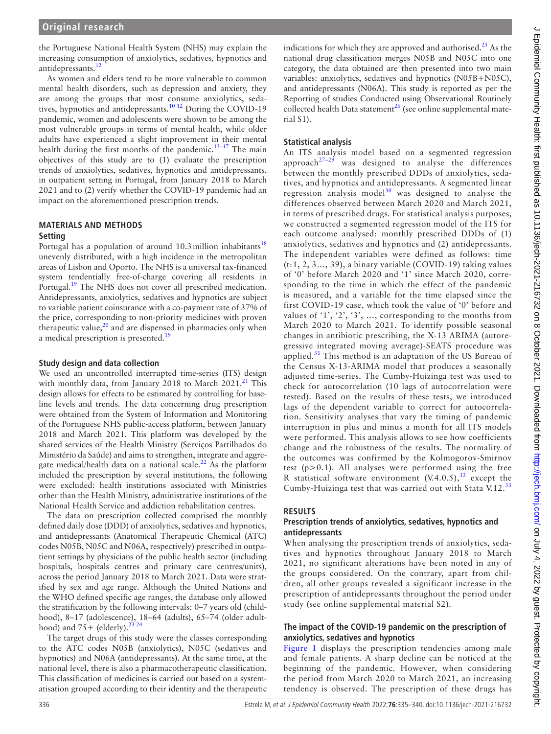the Portuguese National Health System (NHS) may explain the increasing consumption of anxiolytics, sedatives, hypnotics and antidepressants.[12]

As women and elders tend to be more vulnerable to common mental health disorders, such as depression and anxiety, they are among the groups that most consume anxiolytics, sedatives, hypnotics and antidepressants.[10 12] During the COVID-19 pandemic, women and adolescents were shown to be among the most vulnerable groups in terms of mental health, while older adults have experienced a slight improvement in their mental health during the first months of the pandemic.[13–17] The main objectives of this study are to (1) evaluate the prescription trends of anxiolytics, sedatives, hypnotics and antidepressants, in outpatient setting in Portugal, from January 2018 to March 2021 and to (2) verify whether the COVID-19 pandemic had an impact on the aforementioned prescription trends.

## MATERIALS AND METHODS

### Setting

Portugal has a population of around 10.3 million inhabitants[18] unevenly distributed, with a high incidence in the metropolitan areas of Lisbon and Oporto. The NHS is a universal tax-financed system tendentially free-of-charge covering all residents in Portugal.[19] The NHS does not cover all prescribed medication. Antidepressants, anxiolytics, sedatives and hypnotics are subject to variable patient coinsurance with a co-payment rate of 37% of the price, corresponding to non-priority medicines with proven therapeutic value,[20] and are dispensed in pharmacies only when a medical prescription is presented.[19]

### Study design and data collection

We used an uncontrolled interrupted time-series (ITS) design with monthly data, from January 2018 to March 2021.[21] This design allows for effects to be estimated by controlling for baseline levels and trends. The data concerning drug prescription were obtained from the System of Information and Monitoring of the Portuguese NHS public-access platform, between January 2018 and March 2021. This platform was developed by the shared services of the Health Ministry (Serviços Partilhados do Ministério da Saúde) and aims to strengthen, integrate and aggregate medical/health data on a national scale.[22] As the platform included the prescription by several institutions, the following were excluded: health institutions associated with Ministries other than the Health Ministry, administrative institutions of the National Health Service and addiction rehabilitation centres.

The data on prescription collected comprised the monthly defined daily dose (DDD) of anxiolytics, sedatives and hypnotics, and antidepressants (Anatomical Therapeutic Chemical (ATC) codes N05B, N05C and N06A, respectively) prescribed in outpatient settings by physicians of the public health sector (including hospitals, hospitals centres and primary care centres/units), across the period January 2018 to March 2021. Data were stratified by sex and age range. Although the United Nations and the WHO defined specific age ranges, the database only allowed the stratification by the following intervals: 0–7 years old (childhood), 8–17 (adolescence), 18–64 (adults), 65–74 (older adulthood) and 75+ (elderly).[23 24]

The target drugs of this study were the classes corresponding to the ATC codes N05B (anxiolytics), N05C (sedatives and hypnotics) and N06A (antidepressants). At the same time, at the national level, there is also a pharmacotherapeutic classification. This classification of medicines is carried out based on a systematisation grouped according to their identity and the therapeutic indications for which they are approved and authorised.[25] As the national drug classification merges N05B and N05C into one category, the data obtained are then presented into two main variables: anxiolytics, sedatives and hypnotics (N05B+N05C), and antidepressants (N06A). This study is reported as per the Reporting of studies Conducted using Observational Routinely collected health Data statement[26] (see online supplemental material S1).

### Statistical analysis

An ITS analysis model based on a segmented regression approach[27–29] was designed to analyse the differences between the monthly prescribed DDDs of anxiolytics, sedatives, and hypnotics and antidepressants. A segmented linear regression analysis model[30] was designed to analyse the differences observed between March 2020 and March 2021, in terms of prescribed drugs. For statistical analysis purposes, we constructed a segmented regression model of the ITS for each outcome analysed: monthly prescribed DDDs of (1) anxiolytics, sedatives and hypnotics and (2) antidepressants. The independent variables were defined as follows: time (t:1, 2, 3…, 39), a binary variable (COVID-19) taking values of '0' before March 2020 and '1' since March 2020, corresponding to the time in which the effect of the pandemic is measured, and a variable for the time elapsed since the first COVID-19 case, which took the value of '0' before and values of '1', '2', '3', …, corresponding to the months from March 2020 to March 2021. To identify possible seasonal changes in antibiotic prescribing, the X-13 ARIMA (autoregressive integrated moving average)-SEATS procedure was applied.[31] This method is an adaptation of the US Bureau of the Census X-13-ARIMA model that produces a seasonally adjusted time-series. The Cumby-Huizinga test was used to check for autocorrelation (10 lags of autocorrelation were tested). Based on the results of these tests, we introduced lags of the dependent variable to correct for autocorrelation. Sensitivity analyses that vary the timing of pandemic interruption in plus and minus a month for all ITS models were performed. This analysis allows to see how coefficients change and the robustness of the results. The normality of the outcomes was confirmed by the Kolmogorov-Smirnov test ($p>0.1$). All analyses were performed using the free R statistical software environment (V.4.0.5),[32] except the Cumby-Huizinga test that was carried out with Stata V.12.[33]

## RESULTS

### Prescription trends of anxiolytics, sedatives, hypnotics and antidepressants

When analysing the prescription trends of anxiolytics, sedatives and hypnotics throughout January 2018 to March 2021, no significant alterations have been noted in any of the groups considered. On the contrary, apart from children, all other groups revealed a significant increase in the prescription of antidepressants throughout the period under study (see online supplemental material S2).

### The impact of the COVID-19 pandemic on the prescription of anxiolytics, sedatives and hypnotics

Figure 1 displays the prescription tendencies among male and female patients. A sharp decline can be noticed at the beginning of the pandemic. However, when considering the period from March 2020 to March 2021, an increasing tendency is observed. The prescription of these drugs has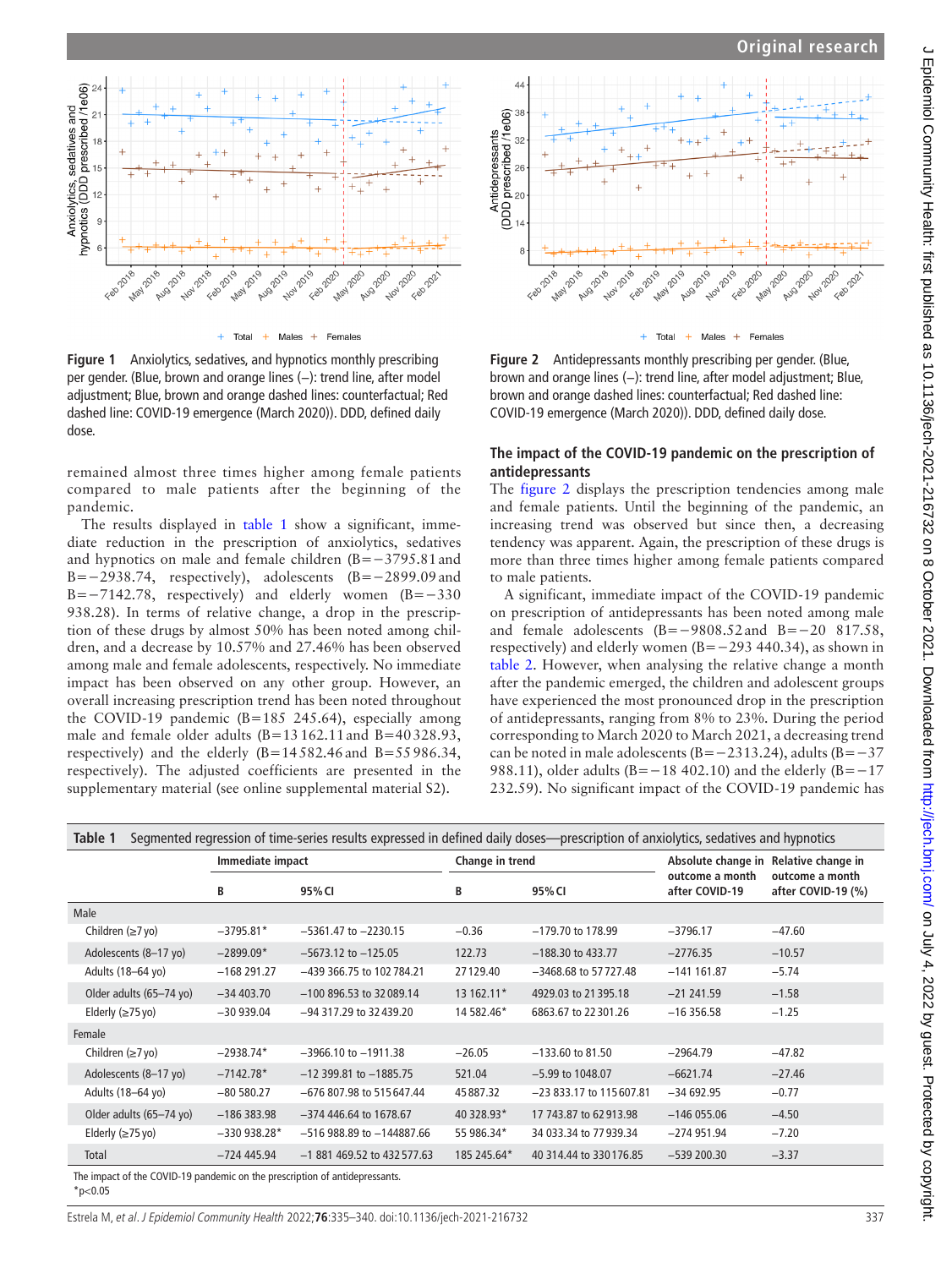Figure 1 Anxiolytics, sedatives, and hypnotics monthly prescribing per gender. (Blue, brown and orange lines (–): trend line, after model adjustment; Blue, brown and orange dashed lines: counterfactual; Red dashed line: COVID-19 emergence (March 2020)). DDD, defined daily dose.

Figure 2 Antidepressants monthly prescribing per gender. (Blue, brown and orange lines (–): trend line, after model adjustment; Blue, brown and orange dashed lines: counterfactual; Red dashed line: COVID-19 emergence (March 2020)). DDD, defined daily dose.

remained almost three times higher among female patients compared to male patients after the beginning of the pandemic.

The results displayed in table 1 show a significant, immediate reduction in the prescription of anxiolytics, sedatives and hypnotics on male and female children (B=−3795.81 and B=−2938.74, respectively), adolescents (B=−2899.09 and B=−7142.78, respectively) and elderly women (B=−330 938.28). In terms of relative change, a drop in the prescription of these drugs by almost 50% has been noted among children, and a decrease by 10.57% and 27.46% has been observed among male and female adolescents, respectively. No immediate impact has been observed on any other group. However, an overall increasing prescription trend has been noted throughout the COVID-19 pandemic (B=185 245.64), especially among male and female older adults (B=13 162.11 and B=40 328.93, respectively) and the elderly (B=14 582.46 and B=55 986.34, respectively). The adjusted coefficients are presented in the supplementary material (see online supplemental material S2).

### The impact of the COVID-19 pandemic on the prescription of antidepressants

The figure 2 displays the prescription tendencies among male and female patients. Until the beginning of the pandemic, an increasing trend was observed but since then, a decreasing tendency was apparent. Again, the prescription of these drugs is more than three times higher among female patients compared to male patients.

A significant, immediate impact of the COVID-19 pandemic on prescription of antidepressants has been noted among male and female adolescents (B=−9808.52 and B=−20 817.58, respectively) and elderly women (B=−293 440.34), as shown in table 2. However, when analysing the relative change a month after the pandemic emerged, the children and adolescent groups have experienced the most pronounced drop in the prescription of antidepressants, ranging from 8% to 23%. During the period corresponding to March 2020 to March 2021, a decreasing trend can be noted in male adolescents (B=−2313.24), adults (B=−37 988.11), older adults (B=−18 402.10) and the elderly (B=−17 232.59). No significant impact of the COVID-19 pandemic has

Table 1 Segmented regression of time-series results expressed in defined daily doses—prescription of anxiolytics, sedatives and hypnotics

| | Immediate impact | | Change in trend | | Absolute change in outcome a month after COVID-19 | Relative change in outcome a month after COVID-19 (%) |
|---|---|---|---|---|---|---|
| | B | 95% CI | B | 95% CI | | |
| **Male** | | | | | | |
| Children (≥7 yo) | −3795.81* | −5361.47 to −2230.15 | −0.36 | −179.70 to 178.99 | −3796.17 | −47.60 |
| Adolescents (8–17 yo) | −2899.09* | −5673.12 to −125.05 | 122.73 | −188.30 to 433.77 | −2776.35 | −10.57 |
| Adults (18–64 yo) | −168 291.27 | −439 366.75 to 102 784.21 | 27 129.40 | −3468.68 to 57 727.48 | −141 161.87 | −5.74 |
| Older adults (65–74 yo) | −34 403.70 | −100 896.53 to 32 089.14 | 13 162.11* | 4929.03 to 21 395.18 | −21 241.59 | −1.58 |
| Elderly (≥75 yo) | −30 939.04 | −94 317.29 to 32 439.20 | 14 582.46* | 6863.67 to 22 301.26 | −16 356.58 | −1.25 |
| **Female** | | | | | | |
| Children (≥7 yo) | −2938.74* | −3966.10 to −1911.38 | −26.05 | −133.60 to 81.50 | −2964.79 | −47.82 |
| Adolescents (8–17 yo) | −7142.78* | −12 399.81 to −1885.75 | 521.04 | −5.99 to 1048.07 | −6621.74 | −27.46 |
| Adults (18–64 yo) | −80 580.27 | −676 807.98 to 515 647.44 | 45 887.32 | −23 833.17 to 115 607.81 | −34 692.95 | −0.77 |
| Older adults (65–74 yo) | −186 383.98 | −374 446.64 to 1678.67 | 40 328.93* | 17 743.87 to 62 913.98 | −146 055.06 | −4.50 |
| Elderly (≥75 yo) | −330 938.28* | −516 988.89 to −144887.66 | 55 986.34* | 34 033.34 to 77 939.34 | −274 951.94 | −7.20 |
| Total | −724 445.94 | −1 881 469.52 to 432 577.63 | 185 245.64* | 40 314.44 to 330 176.85 | −539 200.30 | −3.37 |

The impact of the COVID-19 pandemic on the prescription of antidepressants.

*p<0.05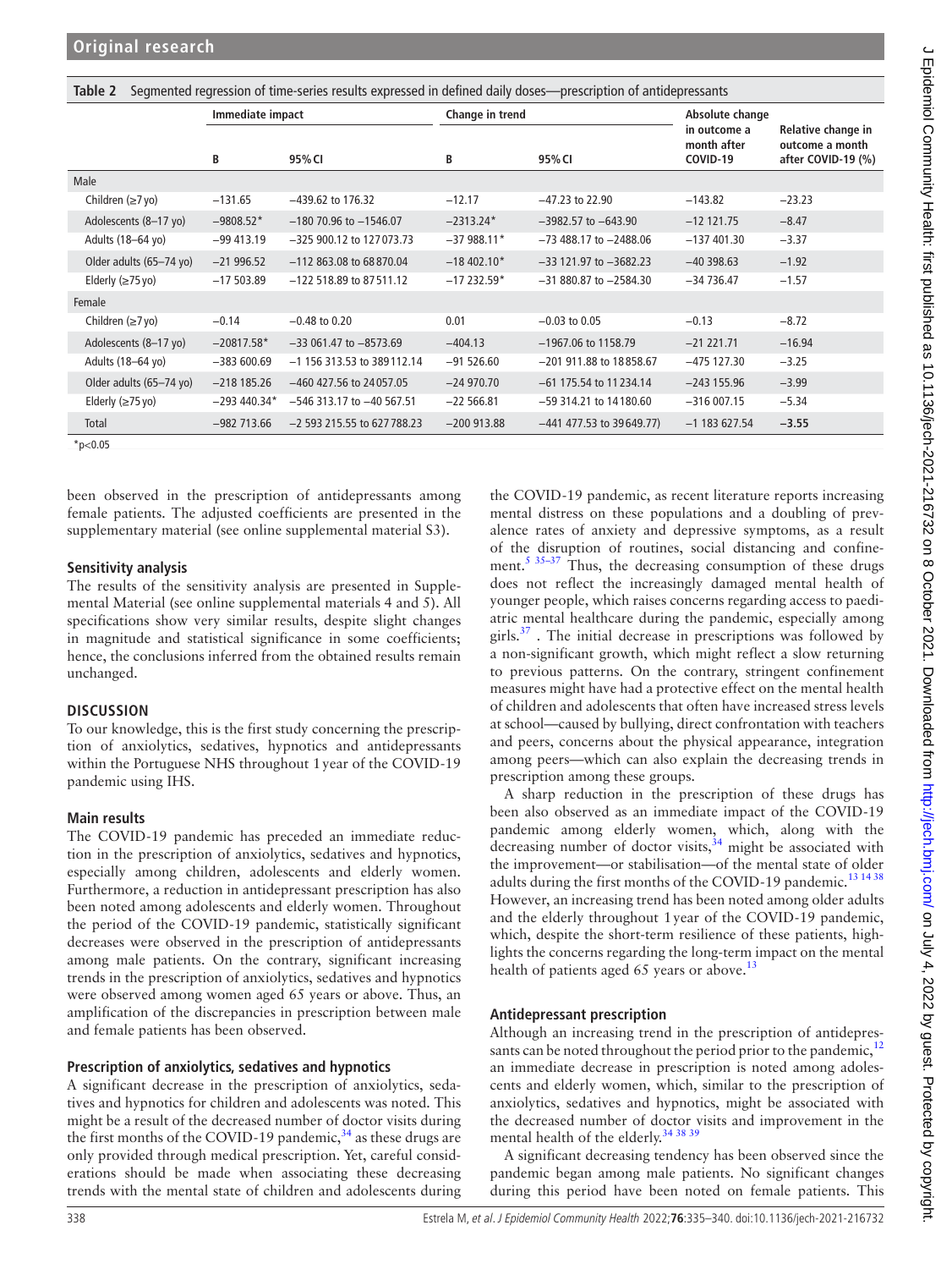**Table 2** Segmented regression of time-series results expressed in defined daily doses—prescription of antidepressants

| | Immediate impact | | Change in trend | | Absolute change in outcome a month after COVID-19 | Relative change in outcome a month after COVID-19 (%) |
|---|---|---|---|---|---|---|
| | B | 95% CI | B | 95% CI | | |
| **Male** | | | | | | |
| Children (≥7 yo) | −131.65 | −439.62 to 176.32 | −12.17 | −47.23 to 22.90 | −143.82 | −23.23 |
| Adolescents (8–17 yo) | −9808.52* | −180 70.96 to −1546.07 | −2313.24* | −3982.57 to −643.90 | −12 121.75 | −8.47 |
| Adults (18–64 yo) | −99 413.19 | −325 900.12 to 127 073.73 | −37 988.11* | −73 488.17 to −2488.06 | −137 401.30 | −3.37 |
| Older adults (65–74 yo) | −21 996.52 | −112 863.08 to 68 870.04 | −18 402.10* | −33 121.97 to −3682.23 | −40 398.63 | −1.92 |
| Elderly (≥75 yo) | −17 503.89 | −122 518.89 to 87 511.12 | −17 232.59* | −31 880.87 to −2584.30 | −34 736.47 | −1.57 |
| **Female** | | | | | | |
| Children (≥7 yo) | −0.14 | −0.48 to 0.20 | 0.01 | −0.03 to 0.05 | −0.13 | −8.72 |
| Adolescents (8–17 yo) | −20817.58* | −33 061.47 to −8573.69 | −404.13 | −1967.06 to 1158.79 | −21 221.71 | −16.94 |
| Adults (18–64 yo) | −383 600.69 | −1 156 313.53 to 389 112.14 | −91 526.60 | −201 911.88 to 18 858.67 | −475 127.30 | −3.25 |
| Older adults (65–74 yo) | −218 185.26 | −460 427.56 to 24 057.05 | −24 970.70 | −61 175.54 to 11 234.14 | −243 155.96 | −3.99 |
| Elderly (≥75 yo) | −293 440.34* | −546 313.17 to −40 567.51 | −22 566.81 | −59 314.21 to 14 180.60 | −316 007.15 | −5.34 |
| Total | −982 713.66 | −2 593 215.55 to 627 788.23 | −200 913.88 | −441 477.53 to 39 649.77) | −1 183 627.54 | **−3.55** |

*p<0.05

been observed in the prescription of antidepressants among female patients. The adjusted coefficients are presented in the supplementary material (see online supplemental material S3).

### Sensitivity analysis

The results of the sensitivity analysis are presented in Supplemental Material (see online supplemental materials 4 and 5). All specifications show very similar results, despite slight changes in magnitude and statistical significance in some coefficients; hence, the conclusions inferred from the obtained results remain unchanged.

## DISCUSSION

To our knowledge, this is the first study concerning the prescription of anxiolytics, sedatives, hypnotics and antidepressants within the Portuguese NHS throughout 1 year of the COVID-19 pandemic using IHS.

### Main results

The COVID-19 pandemic has preceded an immediate reduction in the prescription of anxiolytics, sedatives and hypnotics, especially among children, adolescents and elderly women. Furthermore, a reduction in antidepressant prescription has also been noted among adolescents and elderly women. Throughout the period of the COVID-19 pandemic, statistically significant decreases were observed in the prescription of antidepressants among male patients. On the contrary, significant increasing trends in the prescription of anxiolytics, sedatives and hypnotics were observed among women aged 65 years or above. Thus, an amplification of the discrepancies in prescription between male and female patients has been observed.

### Prescription of anxiolytics, sedatives and hypnotics

A significant decrease in the prescription of anxiolytics, sedatives and hypnotics for children and adolescents was noted. This might be a result of the decreased number of doctor visits during the first months of the COVID-19 pandemic,[34] as these drugs are only provided through medical prescription. Yet, careful considerations should be made when associating these decreasing trends with the mental state of children and adolescents during the COVID-19 pandemic, as recent literature reports increasing mental distress on these populations and a doubling of prevalence rates of anxiety and depressive symptoms, as a result of the disruption of routines, social distancing and confinement.[5 35–37] Thus, the decreasing consumption of these drugs does not reflect the increasingly damaged mental health of younger people, which raises concerns regarding access to paediatric mental healthcare during the pandemic, especially among girls.[37] . The initial decrease in prescriptions was followed by a non-significant growth, which might reflect a slow returning to previous patterns. On the contrary, stringent confinement measures might have had a protective effect on the mental health of children and adolescents that often have increased stress levels at school—caused by bullying, direct confrontation with teachers and peers, concerns about the physical appearance, integration among peers—which can also explain the decreasing trends in prescription among these groups.

A sharp reduction in the prescription of these drugs has been also observed as an immediate impact of the COVID-19 pandemic among elderly women, which, along with the decreasing number of doctor visits,[34] might be associated with the improvement—or stabilisation—of the mental state of older adults during the first months of the COVID-19 pandemic.[13 14 38] However, an increasing trend has been noted among older adults and the elderly throughout 1 year of the COVID-19 pandemic, which, despite the short-term resilience of these patients, highlights the concerns regarding the long-term impact on the mental health of patients aged 65 years or above.[13]

### Antidepressant prescription

Although an increasing trend in the prescription of antidepressants can be noted throughout the period prior to the pandemic,[12] an immediate decrease in prescription is noted among adolescents and elderly women, which, similar to the prescription of anxiolytics, sedatives and hypnotics, might be associated with the decreased number of doctor visits and improvement in the mental health of the elderly.[34 38 39]

A significant decreasing tendency has been observed since the pandemic began among male patients. No significant changes during this period have been noted on female patients. This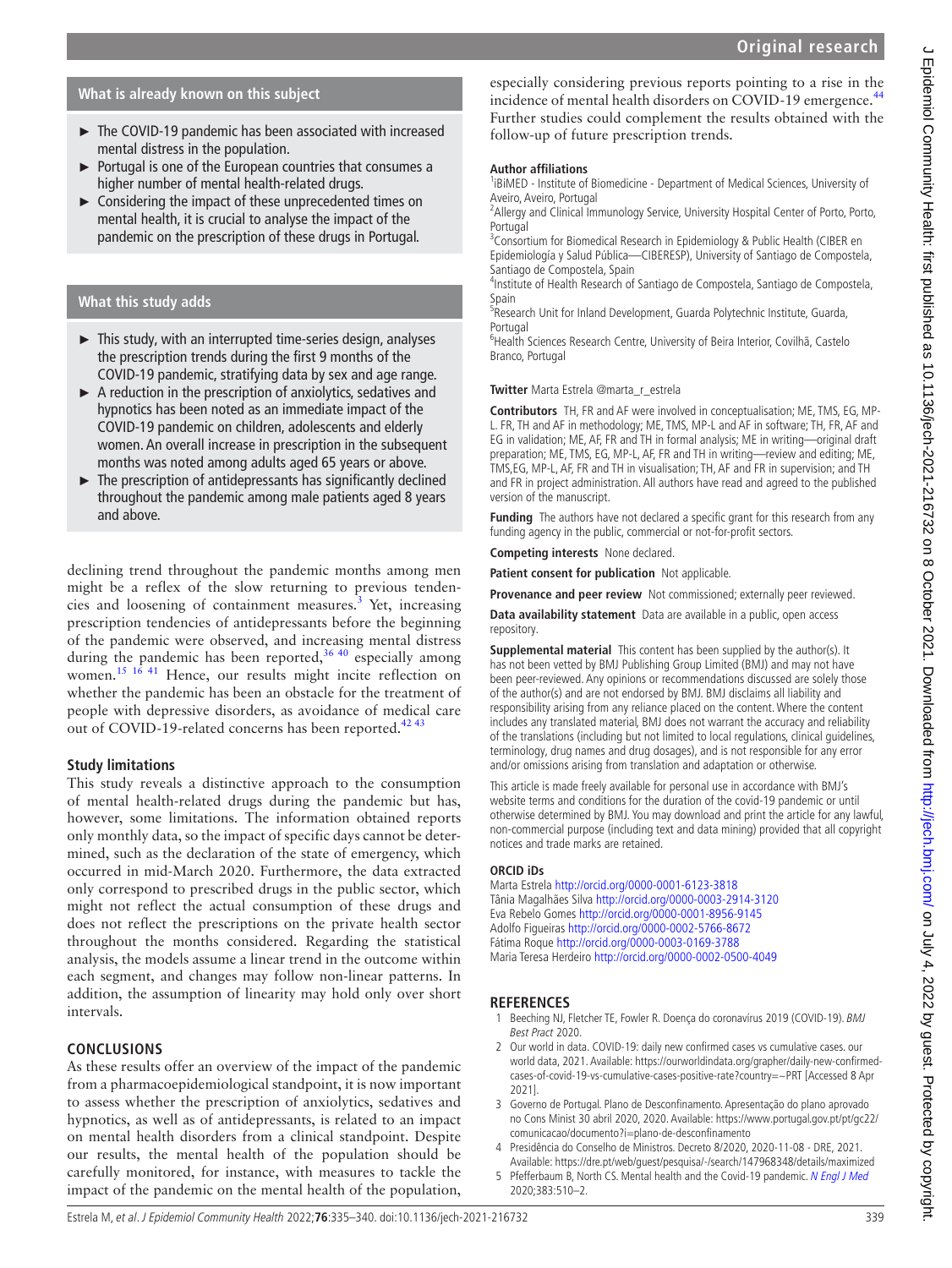## What is already known on this subject

- The COVID-19 pandemic has been associated with increased mental distress in the population.
- Portugal is one of the European countries that consumes a higher number of mental health-related drugs.
- Considering the impact of these unprecedented times on mental health, it is crucial to analyse the impact of the pandemic on the prescription of these drugs in Portugal.

## What this study adds

- This study, with an interrupted time-series design, analyses the prescription trends during the first 9 months of the COVID-19 pandemic, stratifying data by sex and age range.
- A reduction in the prescription of anxiolytics, sedatives and hypnotics has been noted as an immediate impact of the COVID-19 pandemic on children, adolescents and elderly women. An overall increase in prescription in the subsequent months was noted among adults aged 65 years or above.
- The prescription of antidepressants has significantly declined throughout the pandemic among male patients aged 8 years and above.

declining trend throughout the pandemic months among men might be a reflex of the slow returning to previous tendencies and loosening of containment measures.[3] Yet, increasing prescription tendencies of antidepressants before the beginning of the pandemic were observed, and increasing mental distress during the pandemic has been reported,[36 40] especially among women.[15 16 41] Hence, our results might incite reflection on whether the pandemic has been an obstacle for the treatment of people with depressive disorders, as avoidance of medical care out of COVID-19-related concerns has been reported.[42 43]

### Study limitations

This study reveals a distinctive approach to the consumption of mental health-related drugs during the pandemic but has, however, some limitations. The information obtained reports only monthly data, so the impact of specific days cannot be determined, such as the declaration of the state of emergency, which occurred in mid-March 2020. Furthermore, the data extracted only correspond to prescribed drugs in the public sector, which might not reflect the actual consumption of these drugs and does not reflect the prescriptions on the private health sector throughout the months considered. Regarding the statistical analysis, the models assume a linear trend in the outcome within each segment, and changes may follow non-linear patterns. In addition, the assumption of linearity may hold only over short intervals.

## CONCLUSIONS

As these results offer an overview of the impact of the pandemic from a pharmacoepidemiological standpoint, it is now important to assess whether the prescription of anxiolytics, sedatives and hypnotics, as well as of antidepressants, is related to an impact on mental health disorders from a clinical standpoint. Despite our results, the mental health of the population should be carefully monitored, for instance, with measures to tackle the impact of the pandemic on the mental health of the population, especially considering previous reports pointing to a rise in the incidence of mental health disorders on COVID-19 emergence.[44] Further studies could complement the results obtained with the follow-up of future prescription trends.

**Author affiliations**
[1]iBiMED - Institute of Biomedicine - Department of Medical Sciences, University of Aveiro, Aveiro, Portugal
[2]Allergy and Clinical Immunology Service, University Hospital Center of Porto, Porto, Portugal
[3]Consortium for Biomedical Research in Epidemiology & Public Health (CIBER en Epidemiología y Salud Pública—CIBERESP), University of Santiago de Compostela, Santiago de Compostela, Spain
[4]Institute of Health Research of Santiago de Compostela, Santiago de Compostela, Spain
[5]Research Unit for Inland Development, Guarda Polytechnic Institute, Guarda, Portugal
[6]Health Sciences Research Centre, University of Beira Interior, Covilhã, Castelo Branco, Portugal

**Twitter** Marta Estrela @marta_r_estrela

**Contributors** TH, FR and AF were involved in conceptualisation; ME, TMS, EG, MP-L. FR, TH and AF in methodology; ME, TMS, MP-L and AF in software; TH, FR, AF and EG in validation; ME, AF, FR and TH in formal analysis; ME in writing—original draft preparation; ME, TMS, EG, MP-L, AF, FR and TH in writing—review and editing; ME, TMS,EG, MP-L, AF, FR and TH in visualisation; TH, AF and FR in supervision; and TH and FR in project administration. All authors have read and agreed to the published version of the manuscript.

**Funding** The authors have not declared a specific grant for this research from any funding agency in the public, commercial or not-for-profit sectors.

**Competing interests** None declared.

**Patient consent for publication** Not applicable.

**Provenance and peer review** Not commissioned; externally peer reviewed.

**Data availability statement** Data are available in a public, open access repository.

**Supplemental material** This content has been supplied by the author(s). It has not been vetted by BMJ Publishing Group Limited (BMJ) and may not have been peer-reviewed. Any opinions or recommendations discussed are solely those of the author(s) and are not endorsed by BMJ. BMJ disclaims all liability and responsibility arising from any reliance placed on the content. Where the content includes any translated material, BMJ does not warrant the accuracy and reliability of the translations (including but not limited to local regulations, clinical guidelines, terminology, drug names and drug dosages), and is not responsible for any error and/or omissions arising from translation and adaptation or otherwise.

This article is made freely available for personal use in accordance with BMJ's website terms and conditions for the duration of the covid-19 pandemic or until otherwise determined by BMJ. You may download and print the article for any lawful, non-commercial purpose (including text and data mining) provided that all copyright notices and trade marks are retained.

**ORCID iDs**
Marta Estrela http://orcid.org/0000-0001-6123-3818
Tânia Magalhães Silva http://orcid.org/0000-0003-2914-3120
Eva Rebelo Gomes http://orcid.org/0000-0001-8956-9145
Adolfo Figueiras http://orcid.org/0000-0002-5766-8672
Fátima Roque http://orcid.org/0000-0003-0169-3788
Maria Teresa Herdeiro http://orcid.org/0000-0002-0500-4049

## REFERENCES

1. Beeching NJ, Fletcher TE, Fowler R. Doença do coronavírus 2019 (COVID-19). *BMJ Best Pract* 2020.
2. Our world in data. COVID-19: daily new confirmed cases vs cumulative cases. our world data, 2021. Available: https://ourworldindata.org/grapher/daily-new-confirmed-cases-of-covid-19-vs-cumulative-cases-positive-rate?country=~PRT [Accessed 8 Apr 2021].
3. Governo de Portugal. Plano de Desconfinamento. Apresentação do plano aprovado no Cons Minist 30 abril 2020, 2020. Available: https://www.portugal.gov.pt/pt/gc22/comunicacao/documento?i=plano-de-desconfinamento
4. Presidência do Conselho de Ministros. Decreto 8/2020, 2020-11-08 - DRE, 2021. Available: https://dre.pt/web/guest/pesquisa/-/search/147968348/details/maximized
5. Pfefferbaum B, North CS. Mental health and the Covid-19 pandemic. *N Engl J Med* 2020;383:510–2.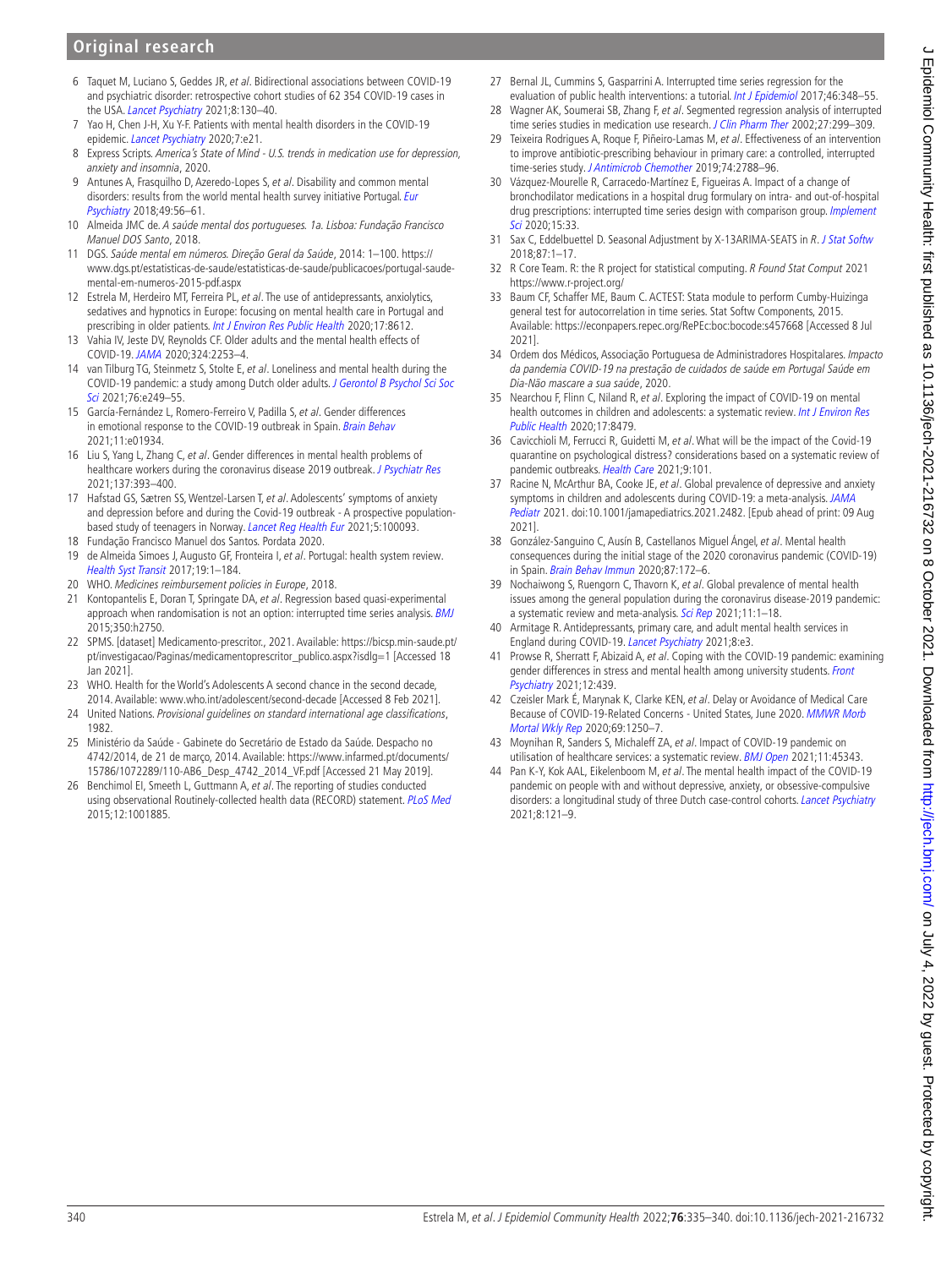6 Taquet M, Luciano S, Geddes JR, *et al*. Bidirectional associations between COVID-19 and psychiatric disorder: retrospective cohort studies of 62 354 COVID-19 cases in the USA. *Lancet Psychiatry* 2021;8:130–40.
7 Yao H, Chen J-H, Xu Y-F. Patients with mental health disorders in the COVID-19 epidemic. *Lancet Psychiatry* 2020;7:e21.
8 Express Scripts. *America's State of Mind - U.S. trends in medication use for depression, anxiety and insomnia*, 2020.
9 Antunes A, Frasquilho D, Azeredo-Lopes S, *et al*. Disability and common mental disorders: results from the world mental health survey initiative Portugal. *Eur Psychiatry* 2018;49:56–61.
10 Almeida JMC de. *A saúde mental dos portugueses. 1a. Lisboa: Fundação Francisco Manuel DOS Santo*, 2018.
11 DGS. *Saúde mental em números. Direção Geral da Saúde*, 2014: 1–100. https://www.dgs.pt/estatisticas-de-saude/estatisticas-de-saude/publicacoes/portugal-saude-mental-em-numeros-2015-pdf.aspx
12 Estrela M, Herdeiro MT, Ferreira PL, *et al*. The use of antidepressants, anxiolytics, sedatives and hypnotics in Europe: focusing on mental health care in Portugal and prescribing in older patients. *Int J Environ Res Public Health* 2020;17:8612.
13 Vahia IV, Jeste DV, Reynolds CF. Older adults and the mental health effects of COVID-19. *JAMA* 2020;324:2253–4.
14 van Tilburg TG, Steinmetz S, Stolte E, *et al*. Loneliness and mental health during the COVID-19 pandemic: a study among Dutch older adults. *J Gerontol B Psychol Sci Soc Sci* 2021;76:e249–55.
15 García-Fernández L, Romero-Ferreiro V, Padilla S, *et al*. Gender differences in emotional response to the COVID-19 outbreak in Spain. *Brain Behav* 2021;11:e01934.
16 Liu S, Yang L, Zhang C, *et al*. Gender differences in mental health problems of healthcare workers during the coronavirus disease 2019 outbreak. *J Psychiatr Res* 2021;137:393–400.
17 Hafstad GS, Sætren SS, Wentzel-Larsen T, *et al*. Adolescents' symptoms of anxiety and depression before and during the Covid-19 outbreak - A prospective population-based study of teenagers in Norway. *Lancet Reg Health Eur* 2021;5:100093.
18 Fundação Francisco Manuel dos Santos. Pordata 2020.
19 de Almeida Simoes J, Augusto GF, Fronteira I, *et al*. Portugal: health system review. *Health Syst Transit* 2017;19:1–184.
20 WHO. *Medicines reimbursement policies in Europe*, 2018.
21 Kontopantelis E, Doran T, Springate DA, *et al*. Regression based quasi-experimental approach when randomisation is not an option: interrupted time series analysis. *BMJ* 2015;350:h2750.
22 SPMS. [dataset] Medicamento-prescritor., 2021. Available: https://bicsp.min-saude.pt/pt/investigacao/Paginas/medicamentoprescritor_publico.aspx?isdlg=1 [Accessed 18 Jan 2021].
23 WHO. Health for the World's Adolescents A second chance in the second decade, 2014. Available: www.who.int/adolescent/second-decade [Accessed 8 Feb 2021].
24 United Nations. *Provisional guidelines on standard international age classifications*, 1982.
25 Ministério da Saúde - Gabinete do Secretário de Estado da Saúde. Despacho no 4742/2014, de 21 de março, 2014. Available: https://www.infarmed.pt/documents/15786/1072289/110-AB6_Desp_4742_2014_VF.pdf [Accessed 21 May 2019].
26 Benchimol EI, Smeeth L, Guttmann A, *et al*. The reporting of studies conducted using observational Routinely-collected health data (RECORD) statement. *PLoS Med* 2015;12:1001885.
27 Bernal JL, Cummins S, Gasparrini A. Interrupted time series regression for the evaluation of public health interventions: a tutorial. *Int J Epidemiol* 2017;46:348–55.
28 Wagner AK, Soumerai SB, Zhang F, *et al*. Segmented regression analysis of interrupted time series studies in medication use research. *J Clin Pharm Ther* 2002;27:299–309.
29 Teixeira Rodrigues A, Roque F, Piñeiro-Lamas M, *et al*. Effectiveness of an intervention to improve antibiotic-prescribing behaviour in primary care: a controlled, interrupted time-series study. *J Antimicrob Chemother* 2019;74:2788–96.
30 Vázquez-Mourelle R, Carracedo-Martínez E, Figueiras A. Impact of a change of bronchodilator medications in a hospital drug formulary on intra- and out-of-hospital drug prescriptions: interrupted time series design with comparison group. *Implement Sci* 2020;15:33.
31 Sax C, Eddelbuettel D. Seasonal Adjustment by X-13ARIMA-SEATS in *R*. *J Stat Softw* 2018;87:1–17.
32 R Core Team. R: the R project for statistical computing. *R Found Stat Comput* 2021 https://www.r-project.org/
33 Baum CF, Schaffer ME, Baum C. ACTEST: Stata module to perform Cumby-Huizinga general test for autocorrelation in time series. Stat Softw Components, 2015. Available: https://econpapers.repec.org/RePEc:boc:bocode:s457668 [Accessed 8 Jul 2021].
34 Ordem dos Médicos, Associação Portuguesa de Administradores Hospitalares. *Impacto da pandemia COVID-19 na prestação de cuidados de saúde em Portugal Saúde em Dia-Não mascare a sua saúde*, 2020.
35 Nearchou F, Flinn C, Niland R, *et al*. Exploring the impact of COVID-19 on mental health outcomes in children and adolescents: a systematic review. *Int J Environ Res Public Health* 2020;17:8479.
36 Cavicchioli M, Ferrucci R, Guidetti M, *et al*. What will be the impact of the Covid-19 quarantine on psychological distress? considerations based on a systematic review of pandemic outbreaks. *Health Care* 2021;9:101.
37 Racine N, McArthur BA, Cooke JE, *et al*. Global prevalence of depressive and anxiety symptoms in children and adolescents during COVID-19: a meta-analysis. *JAMA Pediatr* 2021. doi:10.1001/jamapediatrics.2021.2482. [Epub ahead of print: 09 Aug 2021].
38 González-Sanguino C, Ausín B, Castellanos Miguel Ángel, *et al*. Mental health consequences during the initial stage of the 2020 coronavirus pandemic (COVID-19) in Spain. *Brain Behav Immun* 2020;87:172–6.
39 Nochaiwong S, Ruengorn C, Thavorn K, *et al*. Global prevalence of mental health issues among the general population during the coronavirus disease-2019 pandemic: a systematic review and meta-analysis. *Sci Rep* 2021;11:1–18.
40 Armitage R. Antidepressants, primary care, and adult mental health services in England during COVID-19. *Lancet Psychiatry* 2021;8:e3.
41 Prowse R, Sherratt F, Abizaid A, *et al*. Coping with the COVID-19 pandemic: examining gender differences in stress and mental health among university students. *Front Psychiatry* 2021;12:439.
42 Czeisler Mark É, Marynak K, Clarke KEN, *et al*. Delay or Avoidance of Medical Care Because of COVID-19-Related Concerns - United States, June 2020. *MMWR Morb Mortal Wkly Rep* 2020;69:1250–7.
43 Moynihan R, Sanders S, Michaleff ZA, *et al*. Impact of COVID-19 pandemic on utilisation of healthcare services: a systematic review. *BMJ Open* 2021;11:45343.
44 Pan K-Y, Kok AAL, Eikelenboom M, *et al*. The mental health impact of the COVID-19 pandemic on people with and without depressive, anxiety, or obsessive-compulsive disorders: a longitudinal study of three Dutch case-control cohorts. *Lancet Psychiatry* 2021;8:121–9.